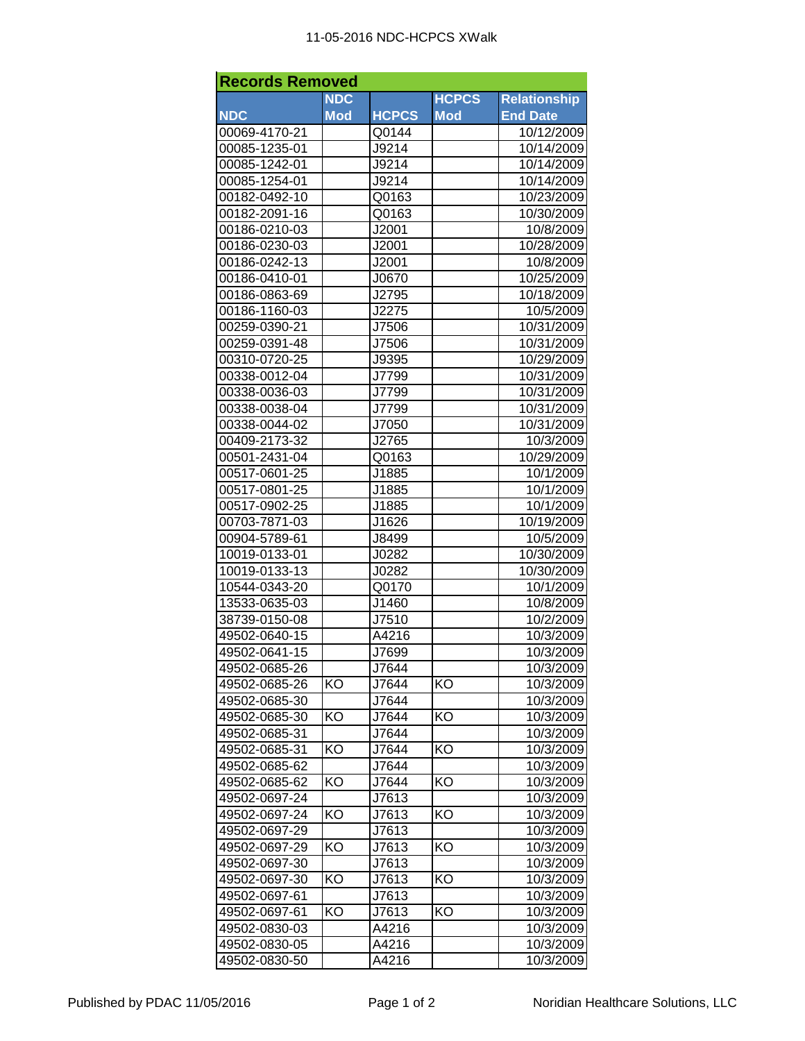11-05-2016 NDC-HCPCS XWalk

## Records Removed

| NDC | NDC Mod | HCPCS | HCPCS Mod | Relationship End Date |
|---|---|---|---|---|
| 00069-4170-21 | | Q0144 | | 10/12/2009 |
| 00085-1235-01 | | J9214 | | 10/14/2009 |
| 00085-1242-01 | | J9214 | | 10/14/2009 |
| 00085-1254-01 | | J9214 | | 10/14/2009 |
| 00182-0492-10 | | Q0163 | | 10/23/2009 |
| 00182-2091-16 | | Q0163 | | 10/30/2009 |
| 00186-0210-03 | | J2001 | | 10/8/2009 |
| 00186-0230-03 | | J2001 | | 10/28/2009 |
| 00186-0242-13 | | J2001 | | 10/8/2009 |
| 00186-0410-01 | | J0670 | | 10/25/2009 |
| 00186-0863-69 | | J2795 | | 10/18/2009 |
| 00186-1160-03 | | J2275 | | 10/5/2009 |
| 00259-0390-21 | | J7506 | | 10/31/2009 |
| 00259-0391-48 | | J7506 | | 10/31/2009 |
| 00310-0720-25 | | J9395 | | 10/29/2009 |
| 00338-0012-04 | | J7799 | | 10/31/2009 |
| 00338-0036-03 | | J7799 | | 10/31/2009 |
| 00338-0038-04 | | J7799 | | 10/31/2009 |
| 00338-0044-02 | | J7050 | | 10/31/2009 |
| 00409-2173-32 | | J2765 | | 10/3/2009 |
| 00501-2431-04 | | Q0163 | | 10/29/2009 |
| 00517-0601-25 | | J1885 | | 10/1/2009 |
| 00517-0801-25 | | J1885 | | 10/1/2009 |
| 00517-0902-25 | | J1885 | | 10/1/2009 |
| 00703-7871-03 | | J1626 | | 10/19/2009 |
| 00904-5789-61 | | J8499 | | 10/5/2009 |
| 10019-0133-01 | | J0282 | | 10/30/2009 |
| 10019-0133-13 | | J0282 | | 10/30/2009 |
| 10544-0343-20 | | Q0170 | | 10/1/2009 |
| 13533-0635-03 | | J1460 | | 10/8/2009 |
| 38739-0150-08 | | J7510 | | 10/2/2009 |
| 49502-0640-15 | | A4216 | | 10/3/2009 |
| 49502-0641-15 | | J7699 | | 10/3/2009 |
| 49502-0685-26 | | J7644 | | 10/3/2009 |
| 49502-0685-26 | KO | J7644 | KO | 10/3/2009 |
| 49502-0685-30 | | J7644 | | 10/3/2009 |
| 49502-0685-30 | KO | J7644 | KO | 10/3/2009 |
| 49502-0685-31 | | J7644 | | 10/3/2009 |
| 49502-0685-31 | KO | J7644 | KO | 10/3/2009 |
| 49502-0685-62 | | J7644 | | 10/3/2009 |
| 49502-0685-62 | KO | J7644 | KO | 10/3/2009 |
| 49502-0697-24 | | J7613 | | 10/3/2009 |
| 49502-0697-24 | KO | J7613 | KO | 10/3/2009 |
| 49502-0697-29 | | J7613 | | 10/3/2009 |
| 49502-0697-29 | KO | J7613 | KO | 10/3/2009 |
| 49502-0697-30 | | J7613 | | 10/3/2009 |
| 49502-0697-30 | KO | J7613 | KO | 10/3/2009 |
| 49502-0697-61 | | J7613 | | 10/3/2009 |
| 49502-0697-61 | KO | J7613 | KO | 10/3/2009 |
| 49502-0830-03 | | A4216 | | 10/3/2009 |
| 49502-0830-05 | | A4216 | | 10/3/2009 |
| 49502-0830-50 | | A4216 | | 10/3/2009 |

Published by PDAC 11/05/2016 Noridian Healthcare Solutions, LLC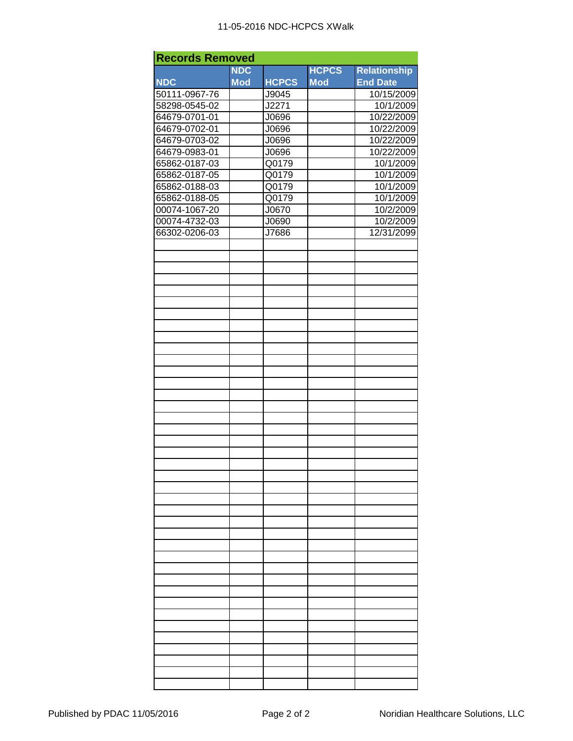## Records Removed

| NDC | NDC Mod | HCPCS | HCPCS Mod | Relationship End Date |
|---|---|---|---|---|
| 50111-0967-76 | | J9045 | | 10/15/2009 |
| 58298-0545-02 | | J2271 | | 10/1/2009 |
| 64679-0701-01 | | J0696 | | 10/22/2009 |
| 64679-0702-01 | | J0696 | | 10/22/2009 |
| 64679-0703-02 | | J0696 | | 10/22/2009 |
| 64679-0983-01 | | J0696 | | 10/22/2009 |
| 65862-0187-03 | | Q0179 | | 10/1/2009 |
| 65862-0187-05 | | Q0179 | | 10/1/2009 |
| 65862-0188-03 | | Q0179 | | 10/1/2009 |
| 65862-0188-05 | | Q0179 | | 10/1/2009 |
| 00074-1067-20 | | J0670 | | 10/2/2009 |
| 00074-4732-03 | | J0690 | | 10/2/2009 |
| 66302-0206-03 | | J7686 | | 12/31/2099 |